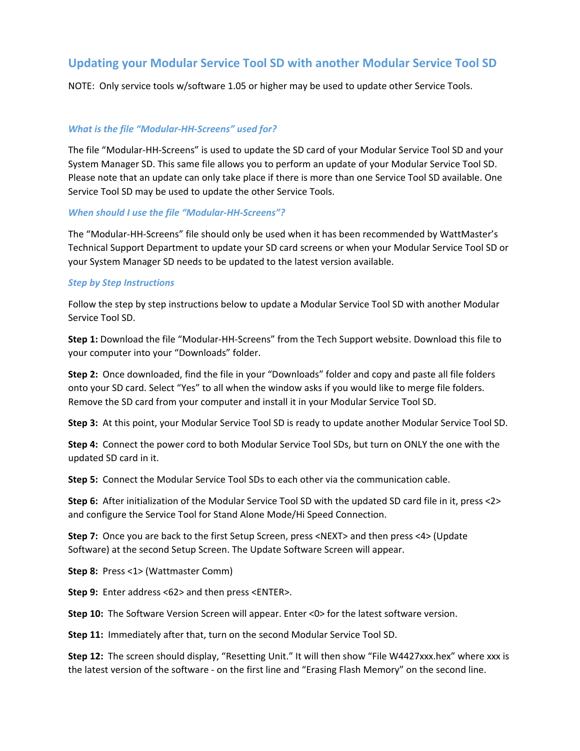## Updating your Modular Service Tool SD with another Modular Service Tool SD

NOTE: Only service tools w/software 1.05 or higher may be used to update other Service Tools.

### *What is the file "Modular-HH-Screens" used for?*

The file "Modular-HH-Screens" is used to update the SD card of your Modular Service Tool SD and your System Manager SD. This same file allows you to perform an update of your Modular Service Tool SD. Please note that an update can only take place if there is more than one Service Tool SD available. One Service Tool SD may be used to update the other Service Tools.

### *When should I use the file "Modular-HH-Screens"?*

The "Modular-HH-Screens" file should only be used when it has been recommended by WattMaster's Technical Support Department to update your SD card screens or when your Modular Service Tool SD or your System Manager SD needs to be updated to the latest version available.

### *Step by Step Instructions*

Follow the step by step instructions below to update a Modular Service Tool SD with another Modular Service Tool SD.

**Step 1:** Download the file "Modular-HH-Screens" from the Tech Support website. Download this file to your computer into your "Downloads" folder.

**Step 2:** Once downloaded, find the file in your "Downloads" folder and copy and paste all file folders onto your SD card. Select "Yes" to all when the window asks if you would like to merge file folders. Remove the SD card from your computer and install it in your Modular Service Tool SD.

**Step 3:** At this point, your Modular Service Tool SD is ready to update another Modular Service Tool SD.

**Step 4:** Connect the power cord to both Modular Service Tool SDs, but turn on ONLY the one with the updated SD card in it.

**Step 5:** Connect the Modular Service Tool SDs to each other via the communication cable.

**Step 6:** After initialization of the Modular Service Tool SD with the updated SD card file in it, press <2> and configure the Service Tool for Stand Alone Mode/Hi Speed Connection.

**Step 7:** Once you are back to the first Setup Screen, press <NEXT> and then press <4> (Update Software) at the second Setup Screen. The Update Software Screen will appear.

**Step 8:** Press <1> (Wattmaster Comm)

**Step 9:** Enter address <62> and then press <ENTER>.

**Step 10:** The Software Version Screen will appear. Enter <0> for the latest software version.

**Step 11:** Immediately after that, turn on the second Modular Service Tool SD.

**Step 12:** The screen should display, "Resetting Unit." It will then show "File W4427xxx.hex" where xxx is the latest version of the software - on the first line and "Erasing Flash Memory" on the second line.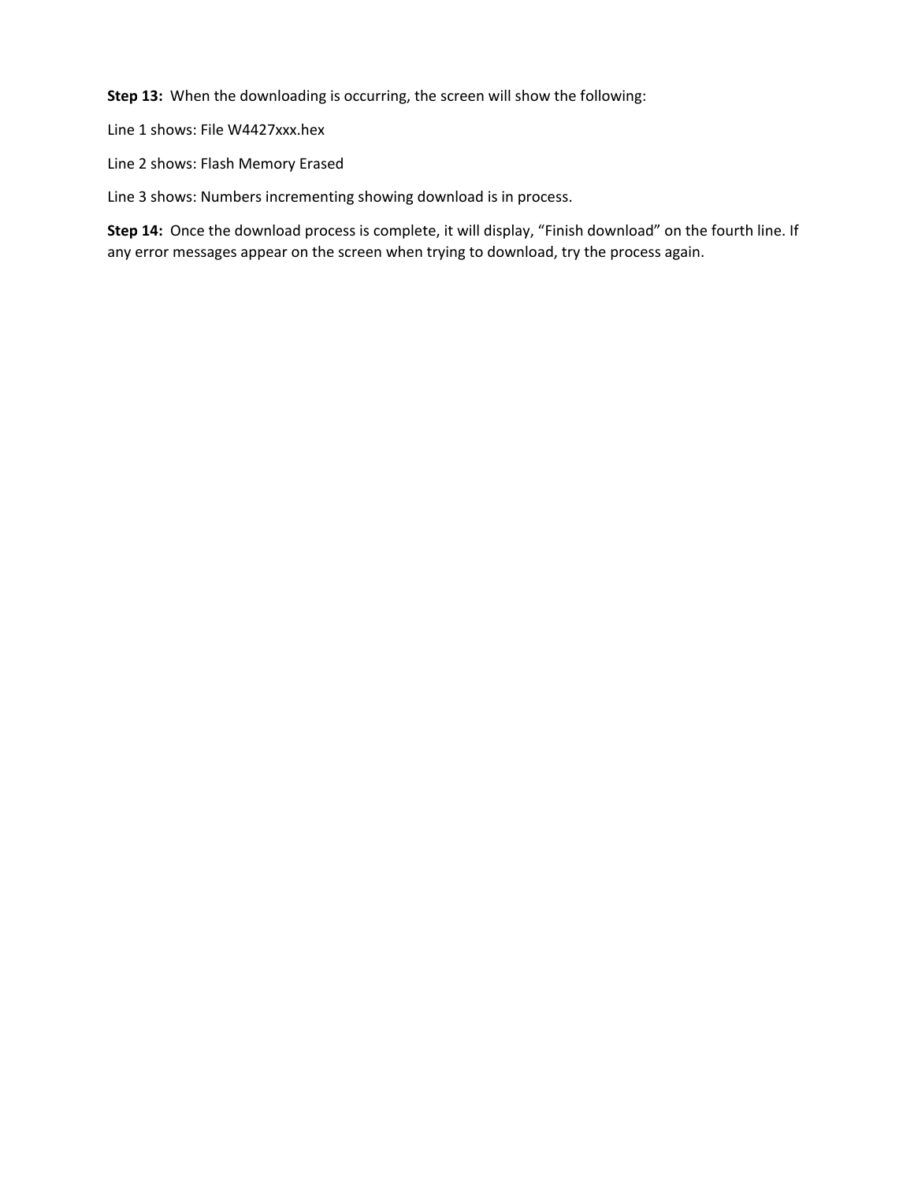**Step 13:** When the downloading is occurring, the screen will show the following:

Line 1 shows: File W4427xxx.hex

Line 2 shows: Flash Memory Erased

Line 3 shows: Numbers incrementing showing download is in process.

**Step 14:** Once the download process is complete, it will display, "Finish download" on the fourth line. If any error messages appear on the screen when trying to download, try the process again.